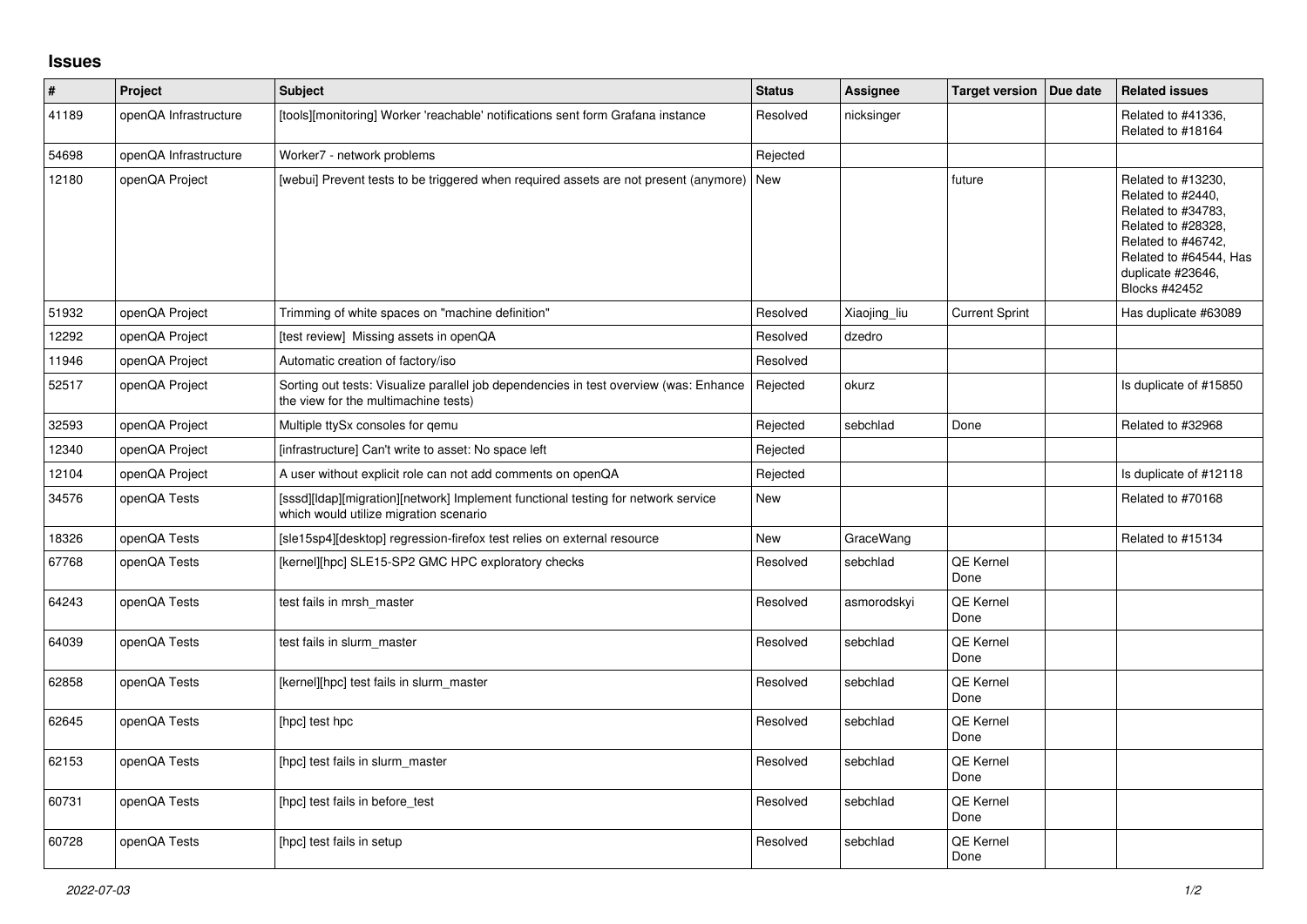## Issues

| # | Project | Subject | Status | Assignee | Target version | Due date | Related issues |
|---|---|---|---|---|---|---|---|
| 41189 | openQA Infrastructure | [tools][monitoring] Worker 'reachable' notifications sent form Grafana instance | Resolved | nicksinger | | | Related to #41336, Related to #18164 |
| 54698 | openQA Infrastructure | Worker7 - network problems | Rejected | | | | |
| 12180 | openQA Project | [webui] Prevent tests to be triggered when required assets are not present (anymore) | New | | future | | Related to #13230, Related to #2440, Related to #34783, Related to #28328, Related to #46742, Related to #64544, Has duplicate #23646, Blocks #42452 |
| 51932 | openQA Project | Trimming of white spaces on "machine definition" | Resolved | Xiaojing_liu | Current Sprint | | Has duplicate #63089 |
| 12292 | openQA Project | [test review]  Missing assets in openQA | Resolved | dzedro | | | |
| 11946 | openQA Project | Automatic creation of factory/iso | Resolved | | | | |
| 52517 | openQA Project | Sorting out tests: Visualize parallel job dependencies in test overview (was: Enhance the view for the multimachine tests) | Rejected | okurz | | | Is duplicate of #15850 |
| 32593 | openQA Project | Multiple ttySx consoles for qemu | Rejected | sebchlad | Done | | Related to #32968 |
| 12340 | openQA Project | [infrastructure] Can't write to asset: No space left | Rejected | | | | |
| 12104 | openQA Project | A user without explicit role can not add comments on openQA | Rejected | | | | Is duplicate of #12118 |
| 34576 | openQA Tests | [sssd][ldap][migration][network] Implement functional testing for network service which would utilize migration scenario | New | | | | Related to #70168 |
| 18326 | openQA Tests | [sle15sp4][desktop] regression-firefox test relies on external resource | New | GraceWang | | | Related to #15134 |
| 67768 | openQA Tests | [kernel][hpc] SLE15-SP2 GMC HPC exploratory checks | Resolved | sebchlad | QE Kernel Done | | |
| 64243 | openQA Tests | test fails in mrsh_master | Resolved | asmorodskyi | QE Kernel Done | | |
| 64039 | openQA Tests | test fails in slurm_master | Resolved | sebchlad | QE Kernel Done | | |
| 62858 | openQA Tests | [kernel][hpc] test fails in slurm_master | Resolved | sebchlad | QE Kernel Done | | |
| 62645 | openQA Tests | [hpc] test hpc | Resolved | sebchlad | QE Kernel Done | | |
| 62153 | openQA Tests | [hpc] test fails in slurm_master | Resolved | sebchlad | QE Kernel Done | | |
| 60731 | openQA Tests | [hpc] test fails in before_test | Resolved | sebchlad | QE Kernel Done | | |
| 60728 | openQA Tests | [hpc] test fails in setup | Resolved | sebchlad | QE Kernel Done | | |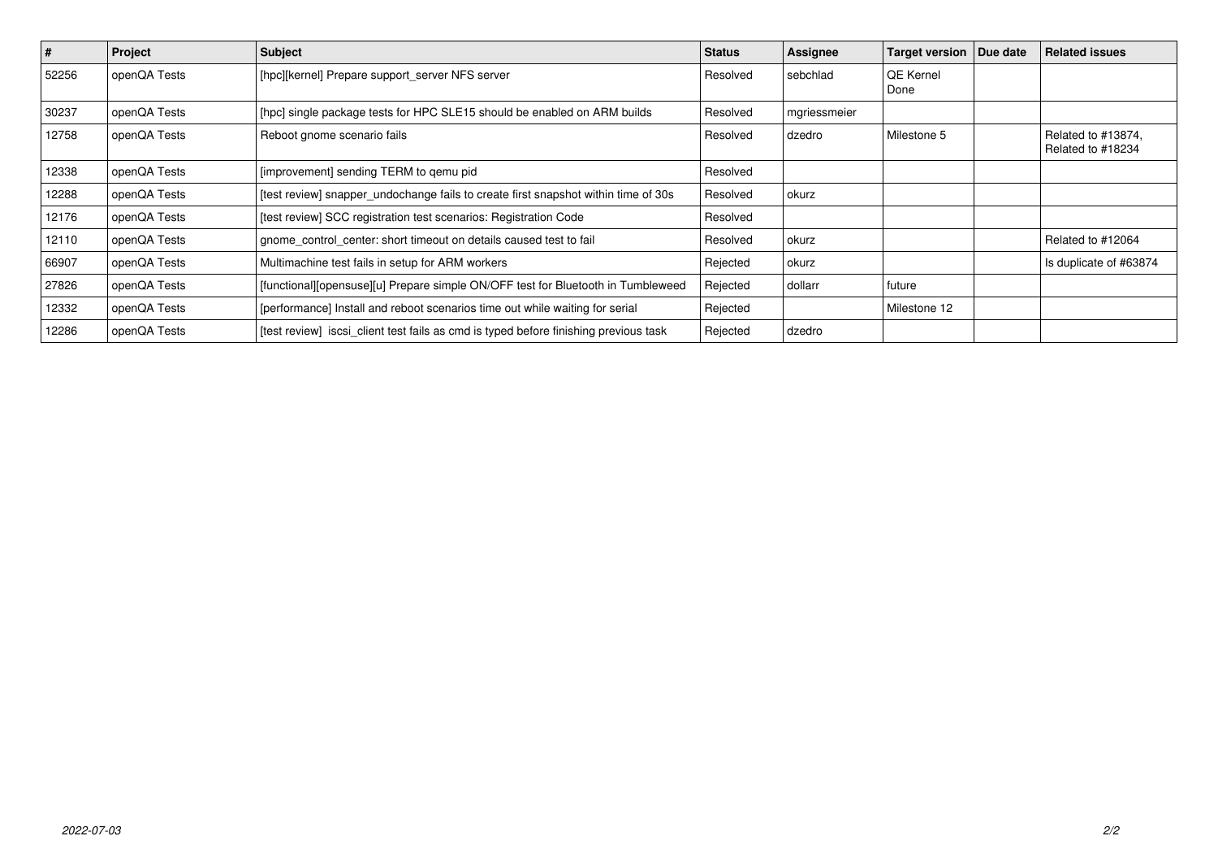| # | Project | Subject | Status | Assignee | Target version | Due date | Related issues |
|---|---|---|---|---|---|---|---|
| 52256 | openQA Tests | [hpc][kernel] Prepare support_server NFS server | Resolved | sebchlad | QE Kernel Done | | |
| 30237 | openQA Tests | [hpc] single package tests for HPC SLE15 should be enabled on ARM builds | Resolved | mgriessmeier | | | |
| 12758 | openQA Tests | Reboot gnome scenario fails | Resolved | dzedro | Milestone 5 | | Related to #13874, Related to #18234 |
| 12338 | openQA Tests | [improvement] sending TERM to qemu pid | Resolved | | | | |
| 12288 | openQA Tests | [test review] snapper_undochange fails to create first snapshot within time of 30s | Resolved | okurz | | | |
| 12176 | openQA Tests | [test review] SCC registration test scenarios: Registration Code | Resolved | | | | |
| 12110 | openQA Tests | gnome_control_center: short timeout on details caused test to fail | Resolved | okurz | | | Related to #12064 |
| 66907 | openQA Tests | Multimachine test fails in setup for ARM workers | Rejected | okurz | | | Is duplicate of #63874 |
| 27826 | openQA Tests | [functional][opensuse][u] Prepare simple ON/OFF test for Bluetooth in Tumbleweed | Rejected | dollarr | future | | |
| 12332 | openQA Tests | [performance] Install and reboot scenarios time out while waiting for serial | Rejected | | Milestone 12 | | |
| 12286 | openQA Tests | [test review] iscsi_client test fails as cmd is typed before finishing previous task | Rejected | dzedro | | | |